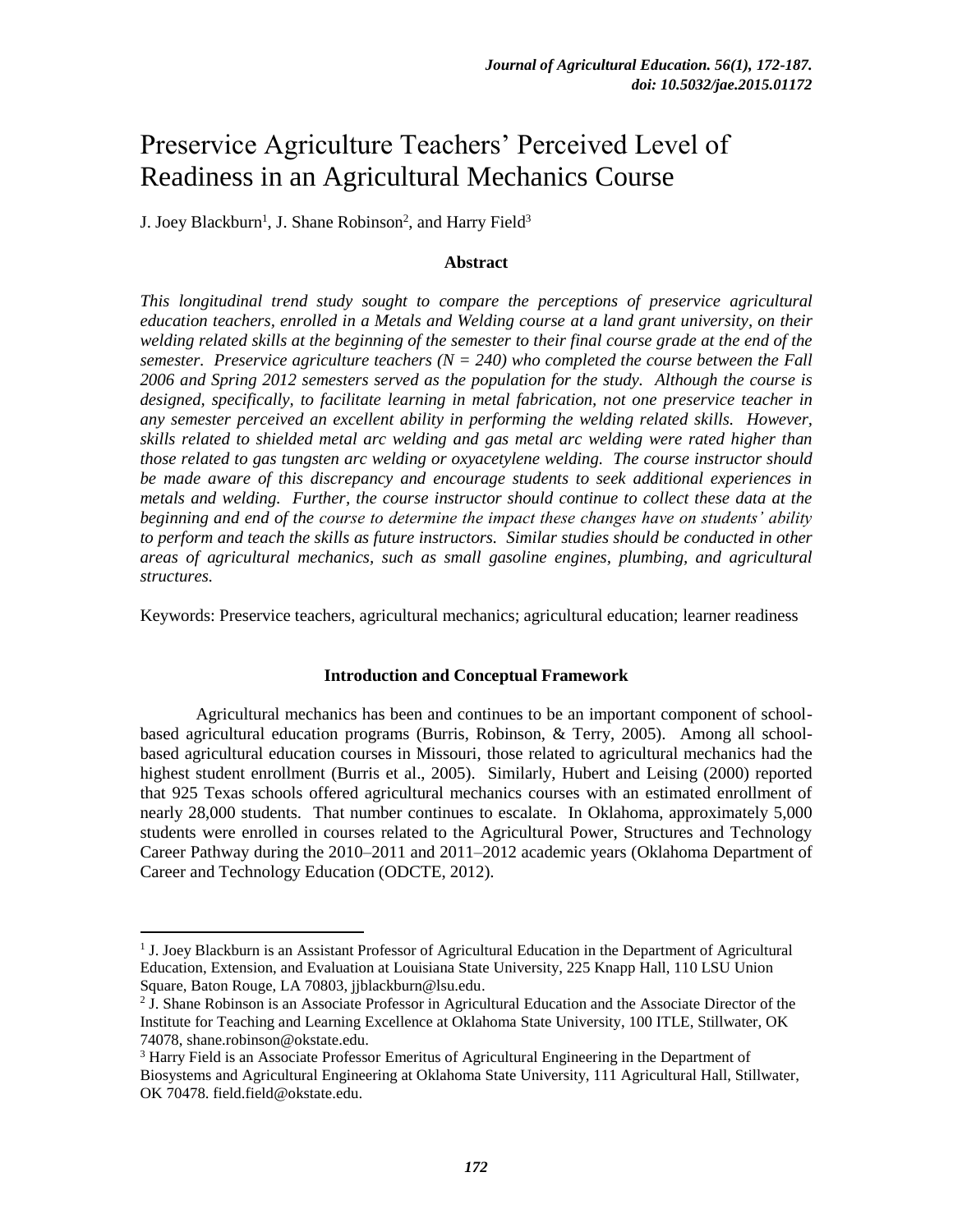# Preservice Agriculture Teachers' Perceived Level of Readiness in an Agricultural Mechanics Course

J. Joey Blackburn[1], J. Shane Robinson[2], and Harry Field[3]

## Abstract

*This longitudinal trend study sought to compare the perceptions of preservice agricultural education teachers, enrolled in a Metals and Welding course at a land grant university, on their welding related skills at the beginning of the semester to their final course grade at the end of the semester. Preservice agriculture teachers (N = 240) who completed the course between the Fall 2006 and Spring 2012 semesters served as the population for the study. Although the course is designed, specifically, to facilitate learning in metal fabrication, not one preservice teacher in any semester perceived an excellent ability in performing the welding related skills. However, skills related to shielded metal arc welding and gas metal arc welding were rated higher than those related to gas tungsten arc welding or oxyacetylene welding. The course instructor should be made aware of this discrepancy and encourage students to seek additional experiences in metals and welding. Further, the course instructor should continue to collect these data at the beginning and end of the course to determine the impact these changes have on students' ability to perform and teach the skills as future instructors. Similar studies should be conducted in other areas of agricultural mechanics, such as small gasoline engines, plumbing, and agricultural structures.*

Keywords: Preservice teachers, agricultural mechanics; agricultural education; learner readiness

## Introduction and Conceptual Framework

Agricultural mechanics has been and continues to be an important component of school-based agricultural education programs (Burris, Robinson, & Terry, 2005). Among all school-based agricultural education courses in Missouri, those related to agricultural mechanics had the highest student enrollment (Burris et al., 2005). Similarly, Hubert and Leising (2000) reported that 925 Texas schools offered agricultural mechanics courses with an estimated enrollment of nearly 28,000 students. That number continues to escalate. In Oklahoma, approximately 5,000 students were enrolled in courses related to the Agricultural Power, Structures and Technology Career Pathway during the 2010–2011 and 2011–2012 academic years (Oklahoma Department of Career and Technology Education (ODCTE, 2012).

---

[1] J. Joey Blackburn is an Assistant Professor of Agricultural Education in the Department of Agricultural Education, Extension, and Evaluation at Louisiana State University, 225 Knapp Hall, 110 LSU Union Square, Baton Rouge, LA 70803, jjblackburn@lsu.edu.

[2] J. Shane Robinson is an Associate Professor in Agricultural Education and the Associate Director of the Institute for Teaching and Learning Excellence at Oklahoma State University, 100 ITLE, Stillwater, OK 74078, shane.robinson@okstate.edu.

[3] Harry Field is an Associate Professor Emeritus of Agricultural Engineering in the Department of Biosystems and Agricultural Engineering at Oklahoma State University, 111 Agricultural Hall, Stillwater, OK 70478. field.field@okstate.edu.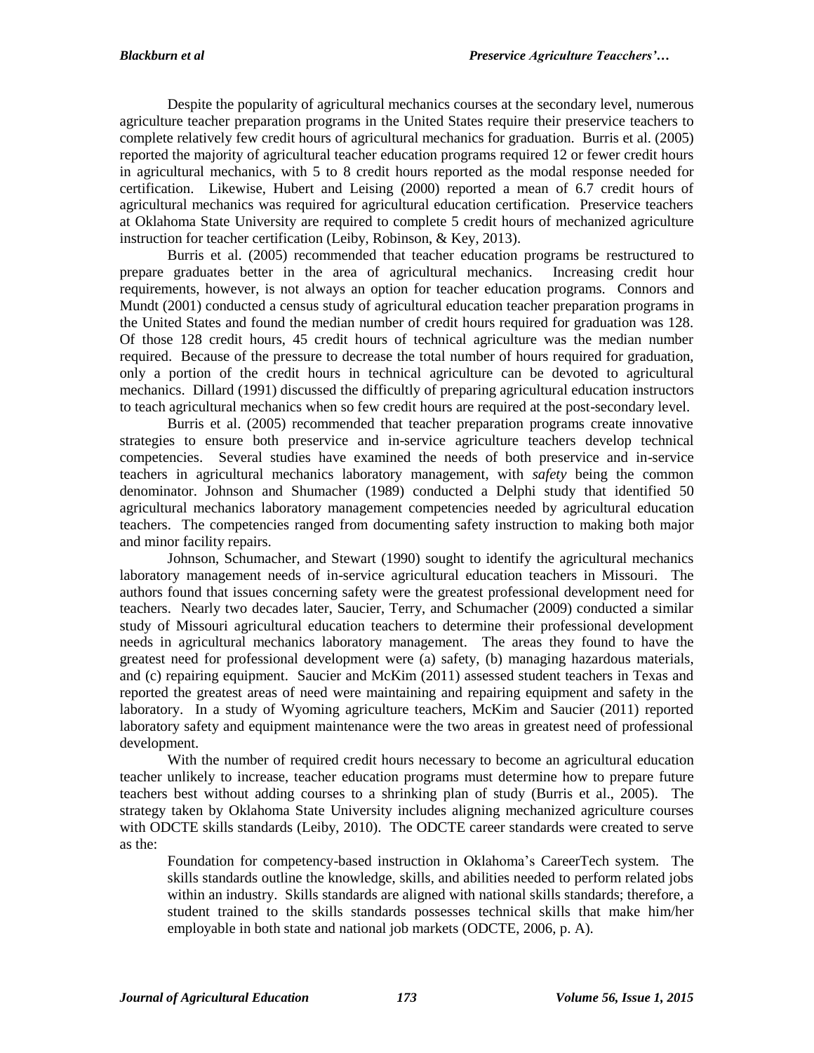Despite the popularity of agricultural mechanics courses at the secondary level, numerous agriculture teacher preparation programs in the United States require their preservice teachers to complete relatively few credit hours of agricultural mechanics for graduation. Burris et al. (2005) reported the majority of agricultural teacher education programs required 12 or fewer credit hours in agricultural mechanics, with 5 to 8 credit hours reported as the modal response needed for certification. Likewise, Hubert and Leising (2000) reported a mean of 6.7 credit hours of agricultural mechanics was required for agricultural education certification. Preservice teachers at Oklahoma State University are required to complete 5 credit hours of mechanized agriculture instruction for teacher certification (Leiby, Robinson, & Key, 2013).

Burris et al. (2005) recommended that teacher education programs be restructured to prepare graduates better in the area of agricultural mechanics. Increasing credit hour requirements, however, is not always an option for teacher education programs. Connors and Mundt (2001) conducted a census study of agricultural education teacher preparation programs in the United States and found the median number of credit hours required for graduation was 128. Of those 128 credit hours, 45 credit hours of technical agriculture was the median number required. Because of the pressure to decrease the total number of hours required for graduation, only a portion of the credit hours in technical agriculture can be devoted to agricultural mechanics. Dillard (1991) discussed the difficultly of preparing agricultural education instructors to teach agricultural mechanics when so few credit hours are required at the post-secondary level.

Burris et al. (2005) recommended that teacher preparation programs create innovative strategies to ensure both preservice and in-service agriculture teachers develop technical competencies. Several studies have examined the needs of both preservice and in-service teachers in agricultural mechanics laboratory management, with *safety* being the common denominator. Johnson and Shumacher (1989) conducted a Delphi study that identified 50 agricultural mechanics laboratory management competencies needed by agricultural education teachers. The competencies ranged from documenting safety instruction to making both major and minor facility repairs.

Johnson, Schumacher, and Stewart (1990) sought to identify the agricultural mechanics laboratory management needs of in-service agricultural education teachers in Missouri. The authors found that issues concerning safety were the greatest professional development need for teachers. Nearly two decades later, Saucier, Terry, and Schumacher (2009) conducted a similar study of Missouri agricultural education teachers to determine their professional development needs in agricultural mechanics laboratory management. The areas they found to have the greatest need for professional development were (a) safety, (b) managing hazardous materials, and (c) repairing equipment. Saucier and McKim (2011) assessed student teachers in Texas and reported the greatest areas of need were maintaining and repairing equipment and safety in the laboratory. In a study of Wyoming agriculture teachers, McKim and Saucier (2011) reported laboratory safety and equipment maintenance were the two areas in greatest need of professional development.

With the number of required credit hours necessary to become an agricultural education teacher unlikely to increase, teacher education programs must determine how to prepare future teachers best without adding courses to a shrinking plan of study (Burris et al., 2005). The strategy taken by Oklahoma State University includes aligning mechanized agriculture courses with ODCTE skills standards (Leiby, 2010). The ODCTE career standards were created to serve as the:

> Foundation for competency-based instruction in Oklahoma's CareerTech system. The skills standards outline the knowledge, skills, and abilities needed to perform related jobs within an industry. Skills standards are aligned with national skills standards; therefore, a student trained to the skills standards possesses technical skills that make him/her employable in both state and national job markets (ODCTE, 2006, p. A).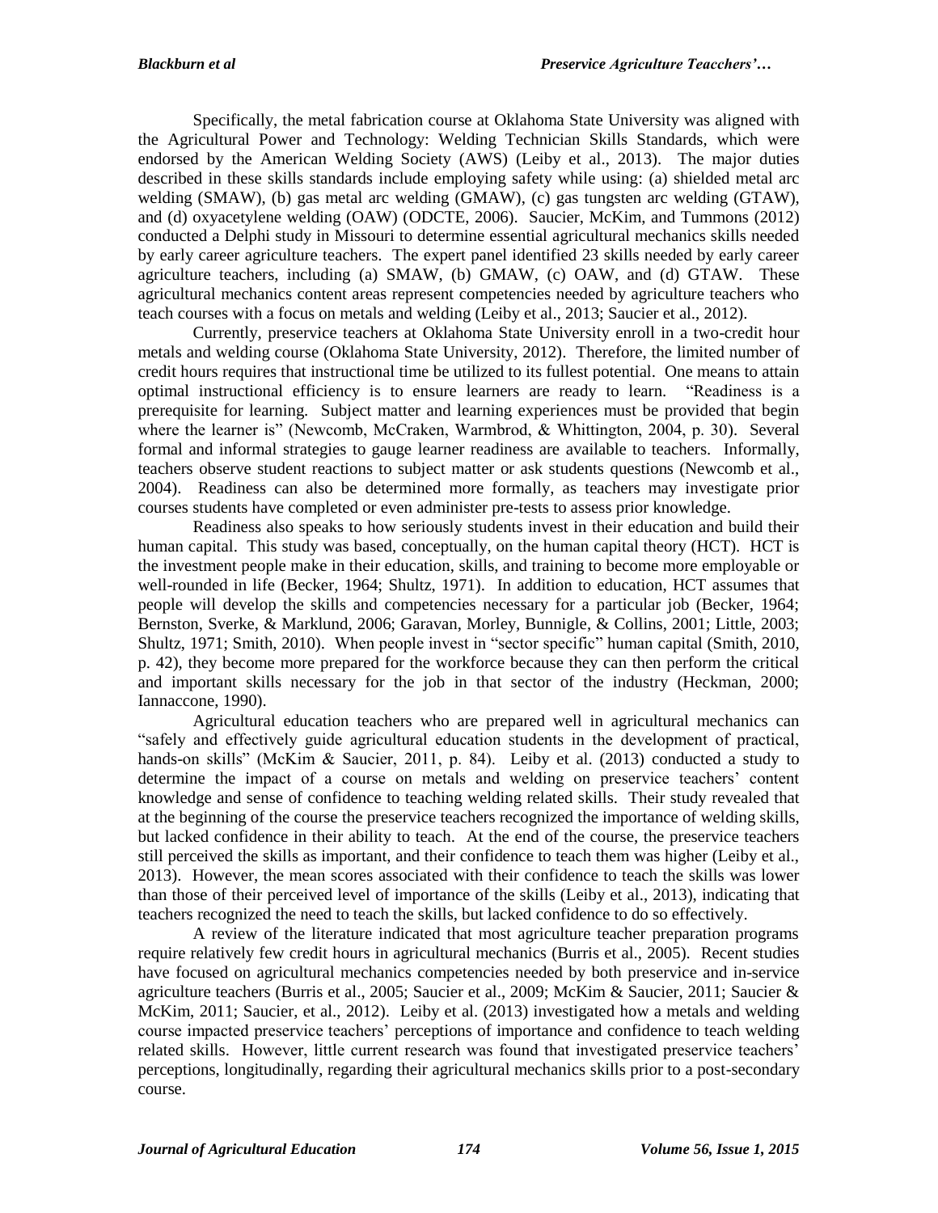Specifically, the metal fabrication course at Oklahoma State University was aligned with the Agricultural Power and Technology: Welding Technician Skills Standards, which were endorsed by the American Welding Society (AWS) (Leiby et al., 2013). The major duties described in these skills standards include employing safety while using: (a) shielded metal arc welding (SMAW), (b) gas metal arc welding (GMAW), (c) gas tungsten arc welding (GTAW), and (d) oxyacetylene welding (OAW) (ODCTE, 2006). Saucier, McKim, and Tummons (2012) conducted a Delphi study in Missouri to determine essential agricultural mechanics skills needed by early career agriculture teachers. The expert panel identified 23 skills needed by early career agriculture teachers, including (a) SMAW, (b) GMAW, (c) OAW, and (d) GTAW. These agricultural mechanics content areas represent competencies needed by agriculture teachers who teach courses with a focus on metals and welding (Leiby et al., 2013; Saucier et al., 2012).

Currently, preservice teachers at Oklahoma State University enroll in a two-credit hour metals and welding course (Oklahoma State University, 2012). Therefore, the limited number of credit hours requires that instructional time be utilized to its fullest potential. One means to attain optimal instructional efficiency is to ensure learners are ready to learn. "Readiness is a prerequisite for learning. Subject matter and learning experiences must be provided that begin where the learner is" (Newcomb, McCraken, Warmbrod, & Whittington, 2004, p. 30). Several formal and informal strategies to gauge learner readiness are available to teachers. Informally, teachers observe student reactions to subject matter or ask students questions (Newcomb et al., 2004). Readiness can also be determined more formally, as teachers may investigate prior courses students have completed or even administer pre-tests to assess prior knowledge.

Readiness also speaks to how seriously students invest in their education and build their human capital. This study was based, conceptually, on the human capital theory (HCT). HCT is the investment people make in their education, skills, and training to become more employable or well-rounded in life (Becker, 1964; Shultz, 1971). In addition to education, HCT assumes that people will develop the skills and competencies necessary for a particular job (Becker, 1964; Bernston, Sverke, & Marklund, 2006; Garavan, Morley, Bunnigle, & Collins, 2001; Little, 2003; Shultz, 1971; Smith, 2010). When people invest in "sector specific" human capital (Smith, 2010, p. 42), they become more prepared for the workforce because they can then perform the critical and important skills necessary for the job in that sector of the industry (Heckman, 2000; Iannaccone, 1990).

Agricultural education teachers who are prepared well in agricultural mechanics can "safely and effectively guide agricultural education students in the development of practical, hands-on skills" (McKim & Saucier, 2011, p. 84). Leiby et al. (2013) conducted a study to determine the impact of a course on metals and welding on preservice teachers' content knowledge and sense of confidence to teaching welding related skills. Their study revealed that at the beginning of the course the preservice teachers recognized the importance of welding skills, but lacked confidence in their ability to teach. At the end of the course, the preservice teachers still perceived the skills as important, and their confidence to teach them was higher (Leiby et al., 2013). However, the mean scores associated with their confidence to teach the skills was lower than those of their perceived level of importance of the skills (Leiby et al., 2013), indicating that teachers recognized the need to teach the skills, but lacked confidence to do so effectively.

A review of the literature indicated that most agriculture teacher preparation programs require relatively few credit hours in agricultural mechanics (Burris et al., 2005). Recent studies have focused on agricultural mechanics competencies needed by both preservice and in-service agriculture teachers (Burris et al., 2005; Saucier et al., 2009; McKim & Saucier, 2011; Saucier & McKim, 2011; Saucier, et al., 2012). Leiby et al. (2013) investigated how a metals and welding course impacted preservice teachers' perceptions of importance and confidence to teach welding related skills. However, little current research was found that investigated preservice teachers' perceptions, longitudinally, regarding their agricultural mechanics skills prior to a post-secondary course.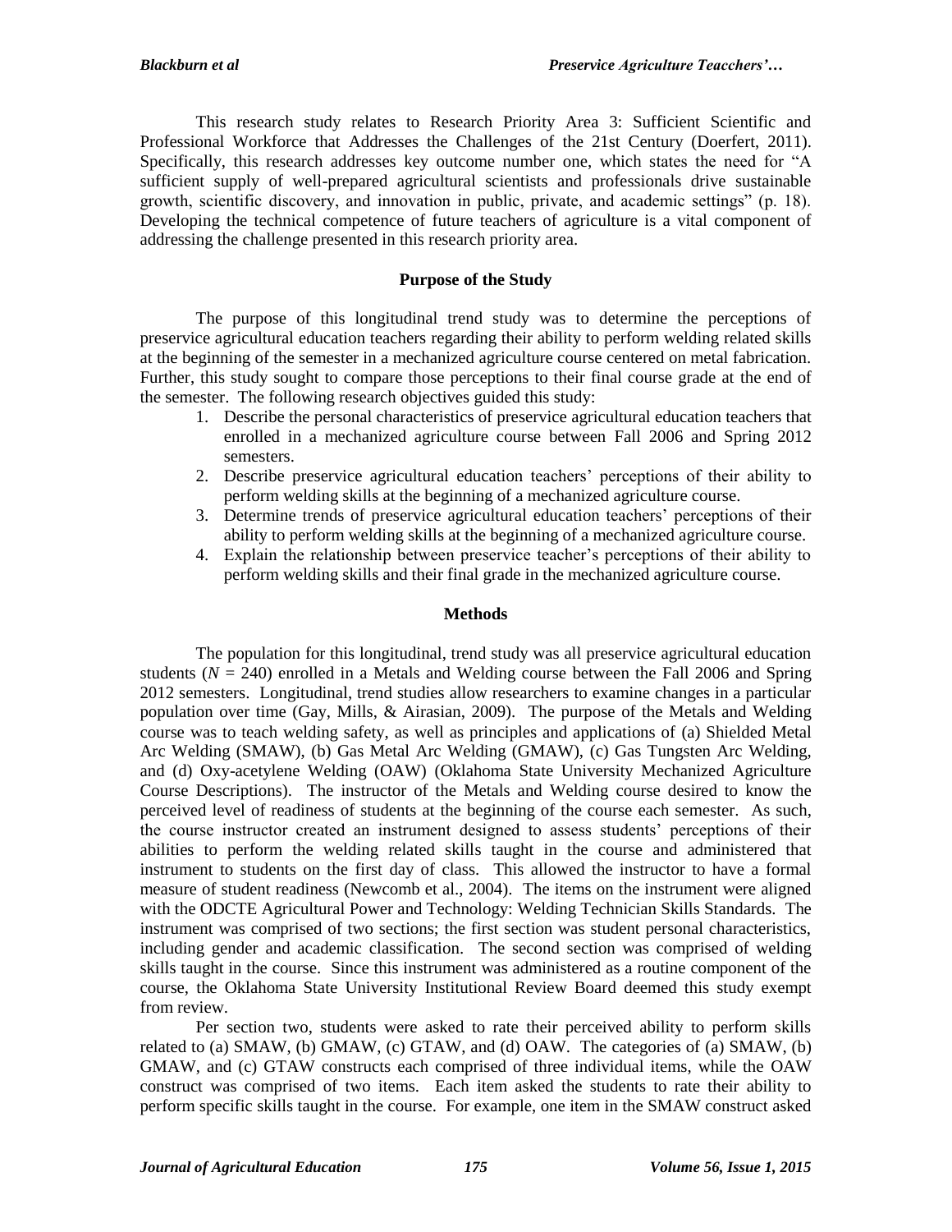This research study relates to Research Priority Area 3: Sufficient Scientific and Professional Workforce that Addresses the Challenges of the 21st Century (Doerfert, 2011). Specifically, this research addresses key outcome number one, which states the need for "A sufficient supply of well-prepared agricultural scientists and professionals drive sustainable growth, scientific discovery, and innovation in public, private, and academic settings" (p. 18). Developing the technical competence of future teachers of agriculture is a vital component of addressing the challenge presented in this research priority area.

## Purpose of the Study

The purpose of this longitudinal trend study was to determine the perceptions of preservice agricultural education teachers regarding their ability to perform welding related skills at the beginning of the semester in a mechanized agriculture course centered on metal fabrication. Further, this study sought to compare those perceptions to their final course grade at the end of the semester. The following research objectives guided this study:

1. Describe the personal characteristics of preservice agricultural education teachers that enrolled in a mechanized agriculture course between Fall 2006 and Spring 2012 semesters.
2. Describe preservice agricultural education teachers' perceptions of their ability to perform welding skills at the beginning of a mechanized agriculture course.
3. Determine trends of preservice agricultural education teachers' perceptions of their ability to perform welding skills at the beginning of a mechanized agriculture course.
4. Explain the relationship between preservice teacher's perceptions of their ability to perform welding skills and their final grade in the mechanized agriculture course.

## Methods

The population for this longitudinal, trend study was all preservice agricultural education students ($N$ = 240) enrolled in a Metals and Welding course between the Fall 2006 and Spring 2012 semesters. Longitudinal, trend studies allow researchers to examine changes in a particular population over time (Gay, Mills, & Airasian, 2009). The purpose of the Metals and Welding course was to teach welding safety, as well as principles and applications of (a) Shielded Metal Arc Welding (SMAW), (b) Gas Metal Arc Welding (GMAW), (c) Gas Tungsten Arc Welding, and (d) Oxy-acetylene Welding (OAW) (Oklahoma State University Mechanized Agriculture Course Descriptions). The instructor of the Metals and Welding course desired to know the perceived level of readiness of students at the beginning of the course each semester. As such, the course instructor created an instrument designed to assess students' perceptions of their abilities to perform the welding related skills taught in the course and administered that instrument to students on the first day of class. This allowed the instructor to have a formal measure of student readiness (Newcomb et al., 2004). The items on the instrument were aligned with the ODCTE Agricultural Power and Technology: Welding Technician Skills Standards. The instrument was comprised of two sections; the first section was student personal characteristics, including gender and academic classification. The second section was comprised of welding skills taught in the course. Since this instrument was administered as a routine component of the course, the Oklahoma State University Institutional Review Board deemed this study exempt from review.

Per section two, students were asked to rate their perceived ability to perform skills related to (a) SMAW, (b) GMAW, (c) GTAW, and (d) OAW. The categories of (a) SMAW, (b) GMAW, and (c) GTAW constructs each comprised of three individual items, while the OAW construct was comprised of two items. Each item asked the students to rate their ability to perform specific skills taught in the course. For example, one item in the SMAW construct asked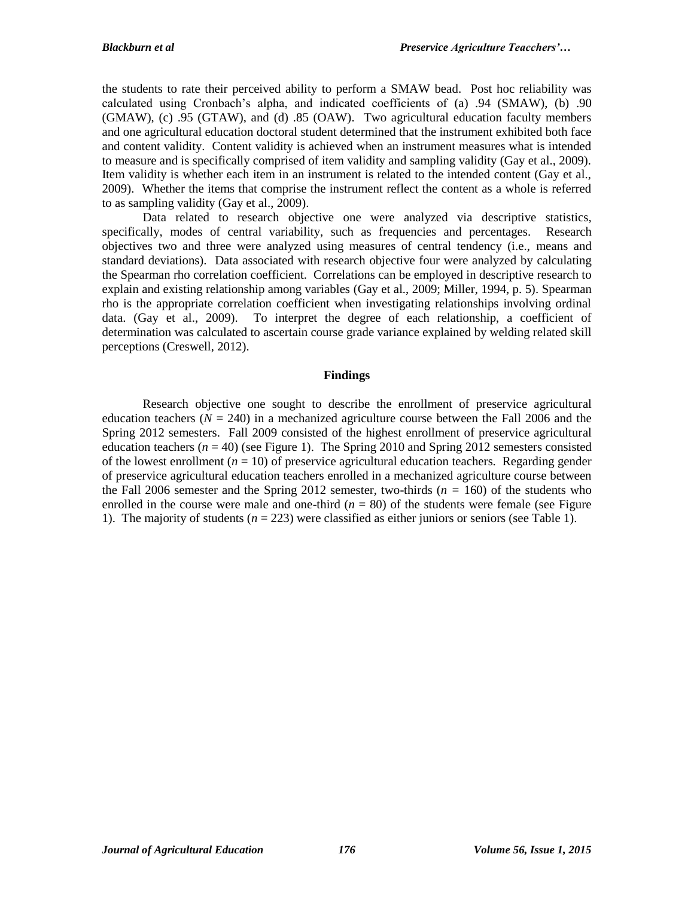the students to rate their perceived ability to perform a SMAW bead. Post hoc reliability was calculated using Cronbach's alpha, and indicated coefficients of (a) .94 (SMAW), (b) .90 (GMAW), (c) .95 (GTAW), and (d) .85 (OAW). Two agricultural education faculty members and one agricultural education doctoral student determined that the instrument exhibited both face and content validity. Content validity is achieved when an instrument measures what is intended to measure and is specifically comprised of item validity and sampling validity (Gay et al., 2009). Item validity is whether each item in an instrument is related to the intended content (Gay et al., 2009). Whether the items that comprise the instrument reflect the content as a whole is referred to as sampling validity (Gay et al., 2009).

Data related to research objective one were analyzed via descriptive statistics, specifically, modes of central variability, such as frequencies and percentages. Research objectives two and three were analyzed using measures of central tendency (i.e., means and standard deviations). Data associated with research objective four were analyzed by calculating the Spearman rho correlation coefficient. Correlations can be employed in descriptive research to explain and existing relationship among variables (Gay et al., 2009; Miller, 1994, p. 5). Spearman rho is the appropriate correlation coefficient when investigating relationships involving ordinal data. (Gay et al., 2009). To interpret the degree of each relationship, a coefficient of determination was calculated to ascertain course grade variance explained by welding related skill perceptions (Creswell, 2012).

## Findings

Research objective one sought to describe the enrollment of preservice agricultural education teachers ($N = 240$) in a mechanized agriculture course between the Fall 2006 and the Spring 2012 semesters. Fall 2009 consisted of the highest enrollment of preservice agricultural education teachers ($n = 40$) (see Figure 1). The Spring 2010 and Spring 2012 semesters consisted of the lowest enrollment ($n = 10$) of preservice agricultural education teachers. Regarding gender of preservice agricultural education teachers enrolled in a mechanized agriculture course between the Fall 2006 semester and the Spring 2012 semester, two-thirds ($n = 160$) of the students who enrolled in the course were male and one-third ($n = 80$) of the students were female (see Figure 1). The majority of students ($n = 223$) were classified as either juniors or seniors (see Table 1).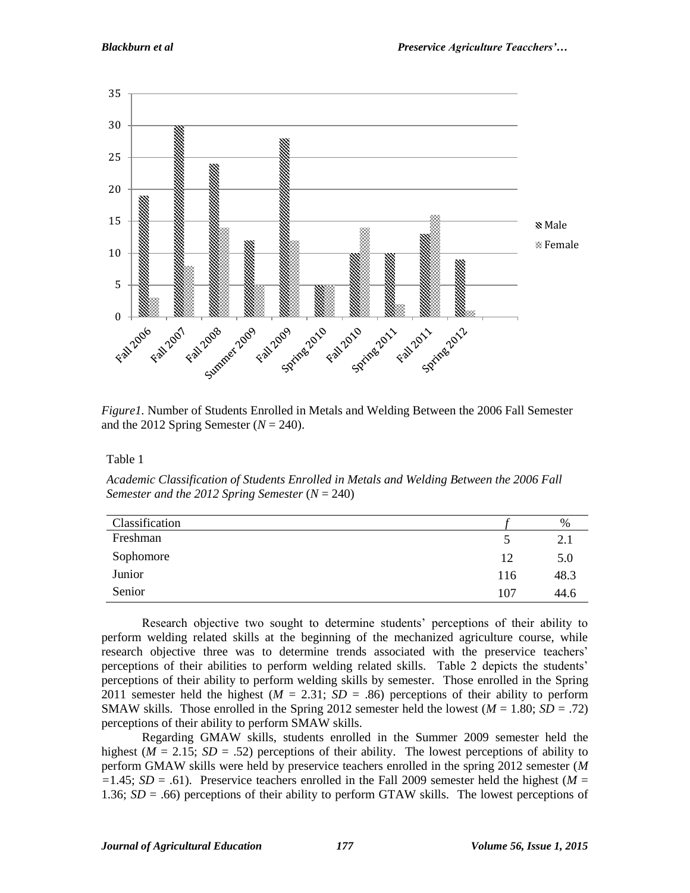35
30
25
20
15
10
5
0

Fall 2006
Fall 2007
Fall 2008
Summer 2009
Fall 2009
Spring 2010
Fall 2010
Spring 2011
Fall 2011
Spring 2012

Male
Female

*Figure1.* Number of Students Enrolled in Metals and Welding Between the 2006 Fall Semester and the 2012 Spring Semester ($N$ = 240).

Table 1

*Academic Classification of Students Enrolled in Metals and Welding Between the 2006 Fall Semester and the 2012 Spring Semester* ($N$ = 240)

| Classification | *f* | % |
|---|---|---|
| Freshman | 5 | 2.1 |
| Sophomore | 12 | 5.0 |
| Junior | 116 | 48.3 |
| Senior | 107 | 44.6 |

Research objective two sought to determine students' perceptions of their ability to perform welding related skills at the beginning of the mechanized agriculture course, while research objective three was to determine trends associated with the preservice teachers' perceptions of their abilities to perform welding related skills. Table 2 depicts the students' perceptions of their ability to perform welding skills by semester. Those enrolled in the Spring 2011 semester held the highest ($M$ = 2.31; $SD$ = .86) perceptions of their ability to perform SMAW skills. Those enrolled in the Spring 2012 semester held the lowest ($M$ = 1.80; $SD$ = .72) perceptions of their ability to perform SMAW skills.

Regarding GMAW skills, students enrolled in the Summer 2009 semester held the highest ($M$ = 2.15; $SD$ = .52) perceptions of their ability. The lowest perceptions of ability to perform GMAW skills were held by preservice teachers enrolled in the spring 2012 semester ($M$ =1.45; $SD$ = .61). Preservice teachers enrolled in the Fall 2009 semester held the highest ($M$ = 1.36; $SD$ = .66) perceptions of their ability to perform GTAW skills. The lowest perceptions of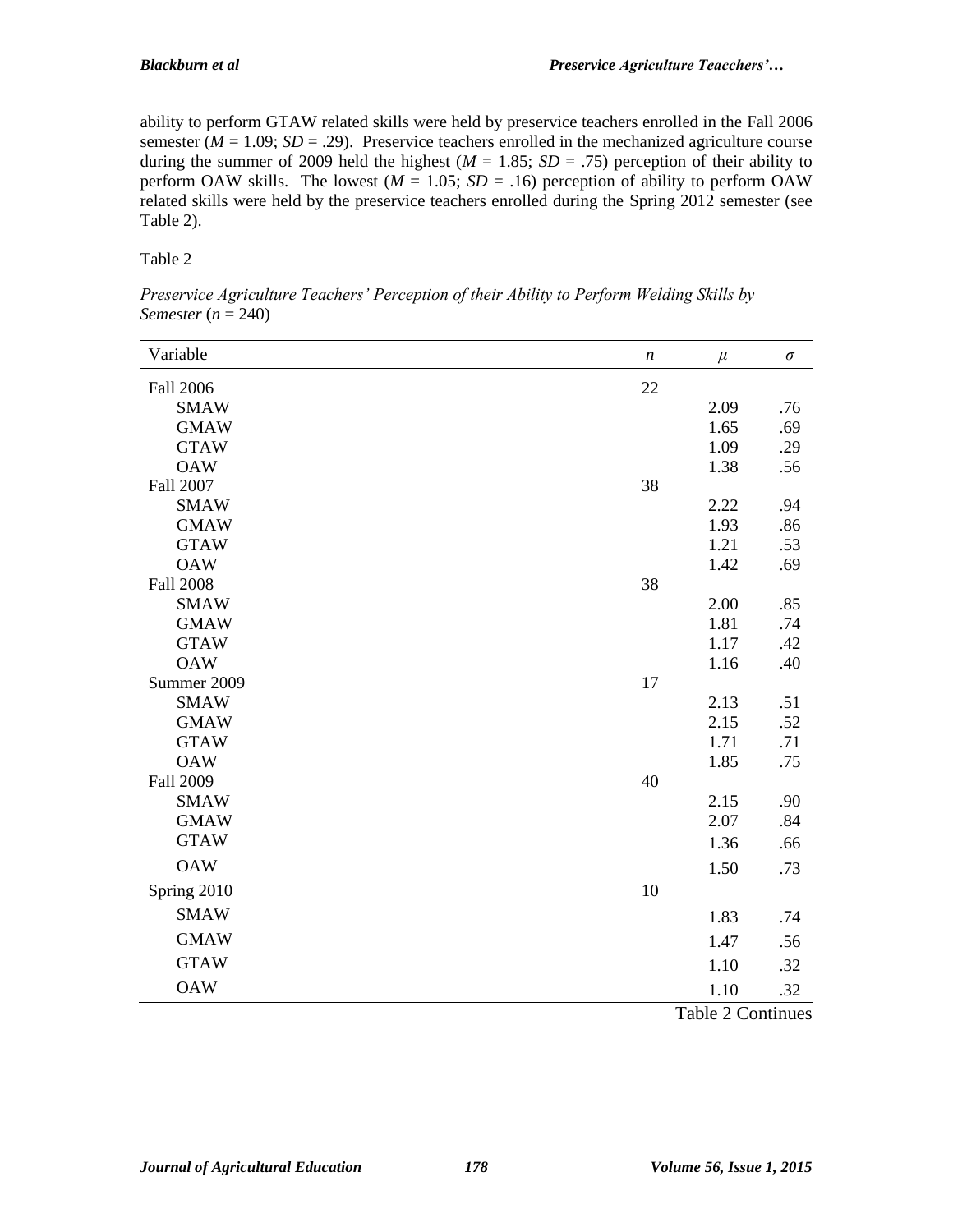ability to perform GTAW related skills were held by preservice teachers enrolled in the Fall 2006 semester ($M$ = 1.09; $SD$ = .29). Preservice teachers enrolled in the mechanized agriculture course during the summer of 2009 held the highest ($M$ = 1.85; $SD$ = .75) perception of their ability to perform OAW skills. The lowest ($M$ = 1.05; $SD$ = .16) perception of ability to perform OAW related skills were held by the preservice teachers enrolled during the Spring 2012 semester (see Table 2).

Table 2

*Preservice Agriculture Teachers' Perception of their Ability to Perform Welding Skills by Semester* ($n$ = 240)

| Variable | $n$ | $\mu$ | $\sigma$ |
|---|---|---|---|
| Fall 2006 | 22 | | |
| SMAW | | 2.09 | .76 |
| GMAW | | 1.65 | .69 |
| GTAW | | 1.09 | .29 |
| OAW | | 1.38 | .56 |
| Fall 2007 | 38 | | |
| SMAW | | 2.22 | .94 |
| GMAW | | 1.93 | .86 |
| GTAW | | 1.21 | .53 |
| OAW | | 1.42 | .69 |
| Fall 2008 | 38 | | |
| SMAW | | 2.00 | .85 |
| GMAW | | 1.81 | .74 |
| GTAW | | 1.17 | .42 |
| OAW | | 1.16 | .40 |
| Summer 2009 | 17 | | |
| SMAW | | 2.13 | .51 |
| GMAW | | 2.15 | .52 |
| GTAW | | 1.71 | .71 |
| OAW | | 1.85 | .75 |
| Fall 2009 | 40 | | |
| SMAW | | 2.15 | .90 |
| GMAW | | 2.07 | .84 |
| GTAW | | 1.36 | .66 |
| OAW | | 1.50 | .73 |
| Spring 2010 | 10 | | |
| SMAW | | 1.83 | .74 |
| GMAW | | 1.47 | .56 |
| GTAW | | 1.10 | .32 |
| OAW | | 1.10 | .32 |

Table 2 Continues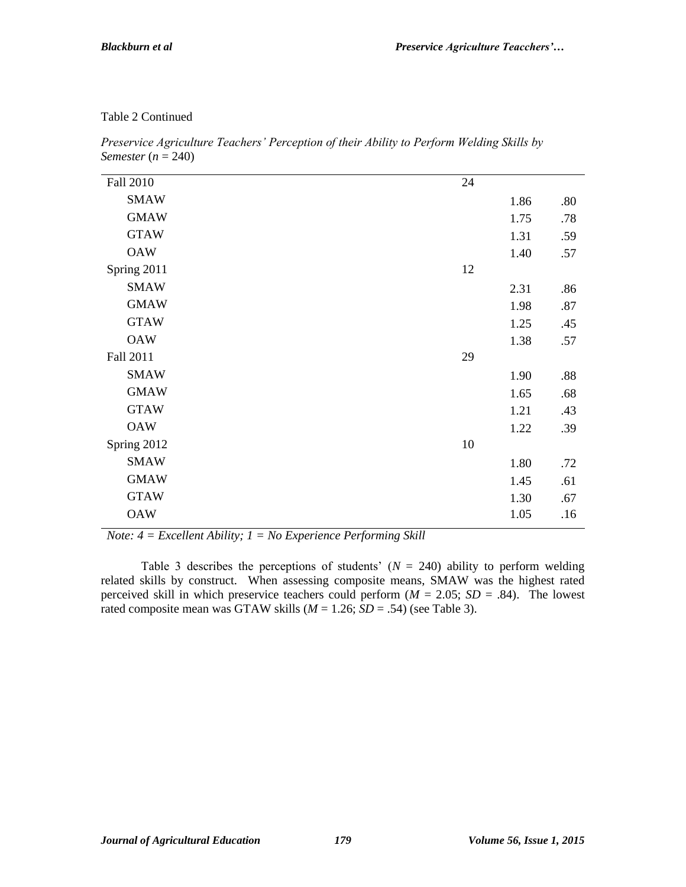Table 2 Continued

*Preservice Agriculture Teachers' Perception of their Ability to Perform Welding Skills by Semester* ($n$ = 240)

| | | | |
|---|---|---|---|
| Fall 2010 | 24 | | |
| SMAW | | 1.86 | .80 |
| GMAW | | 1.75 | .78 |
| GTAW | | 1.31 | .59 |
| OAW | | 1.40 | .57 |
| Spring 2011 | 12 | | |
| SMAW | | 2.31 | .86 |
| GMAW | | 1.98 | .87 |
| GTAW | | 1.25 | .45 |
| OAW | | 1.38 | .57 |
| Fall 2011 | 29 | | |
| SMAW | | 1.90 | .88 |
| GMAW | | 1.65 | .68 |
| GTAW | | 1.21 | .43 |
| OAW | | 1.22 | .39 |
| Spring 2012 | 10 | | |
| SMAW | | 1.80 | .72 |
| GMAW | | 1.45 | .61 |
| GTAW | | 1.30 | .67 |
| OAW | | 1.05 | .16 |

*Note: 4 = Excellent Ability; 1 = No Experience Performing Skill*

Table 3 describes the perceptions of students' ($N$ = 240) ability to perform welding related skills by construct. When assessing composite means, SMAW was the highest rated perceived skill in which preservice teachers could perform ($M$ = 2.05; $SD$ = .84). The lowest rated composite mean was GTAW skills ($M$ = 1.26; $SD$ = .54) (see Table 3).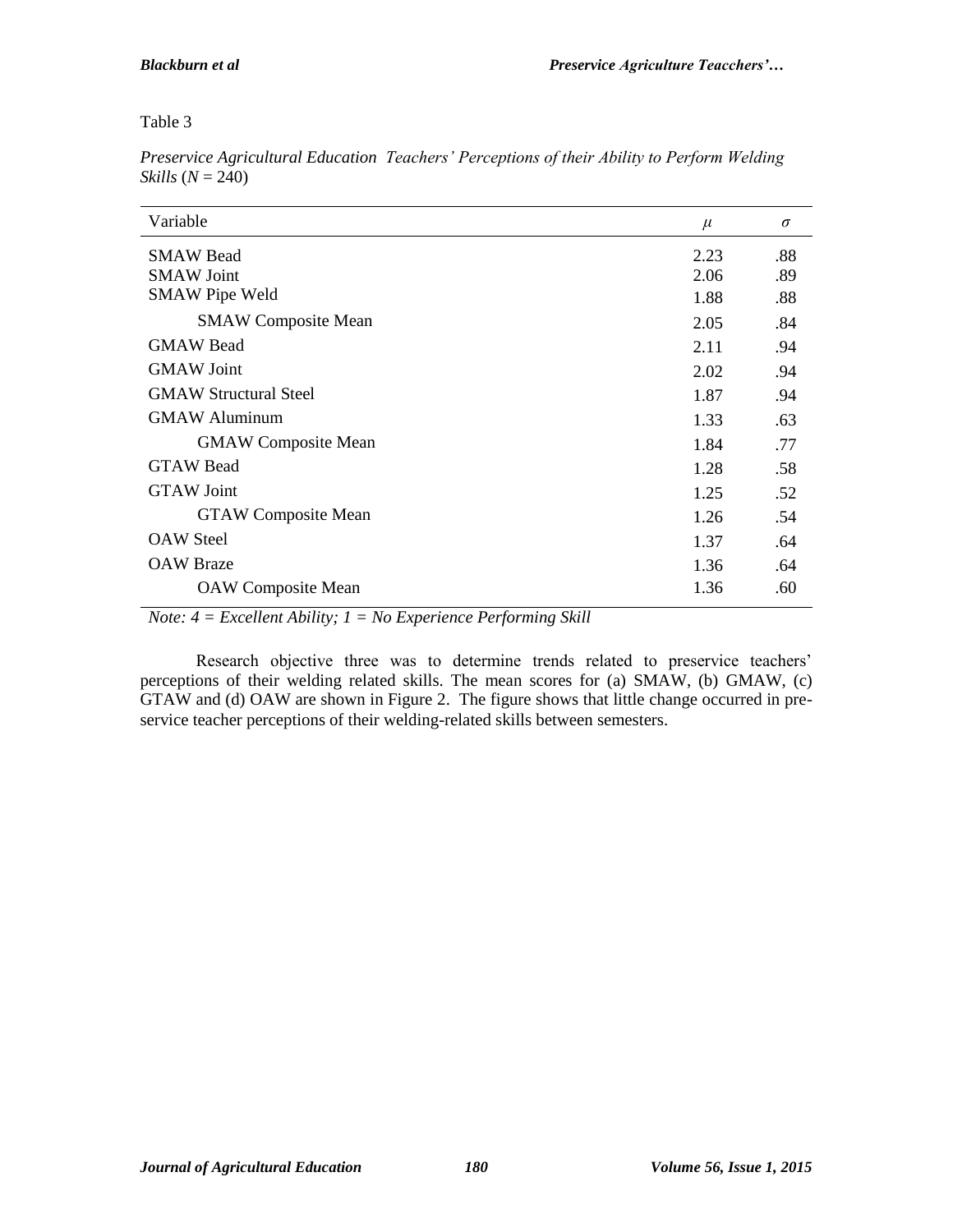Table 3

*Preservice Agricultural Education Teachers' Perceptions of their Ability to Perform Welding Skills* ($N$ = 240)

| Variable | $\mu$ | $\sigma$ |
|---|---|---|
| SMAW Bead | 2.23 | .88 |
| SMAW Joint | 2.06 | .89 |
| SMAW Pipe Weld | 1.88 | .88 |
| SMAW Composite Mean | 2.05 | .84 |
| GMAW Bead | 2.11 | .94 |
| GMAW Joint | 2.02 | .94 |
| GMAW Structural Steel | 1.87 | .94 |
| GMAW Aluminum | 1.33 | .63 |
| GMAW Composite Mean | 1.84 | .77 |
| GTAW Bead | 1.28 | .58 |
| GTAW Joint | 1.25 | .52 |
| GTAW Composite Mean | 1.26 | .54 |
| OAW Steel | 1.37 | .64 |
| OAW Braze | 1.36 | .64 |
| OAW Composite Mean | 1.36 | .60 |

*Note: 4 = Excellent Ability; 1 = No Experience Performing Skill*

Research objective three was to determine trends related to preservice teachers' perceptions of their welding related skills. The mean scores for (a) SMAW, (b) GMAW, (c) GTAW and (d) OAW are shown in Figure 2. The figure shows that little change occurred in pre-service teacher perceptions of their welding-related skills between semesters.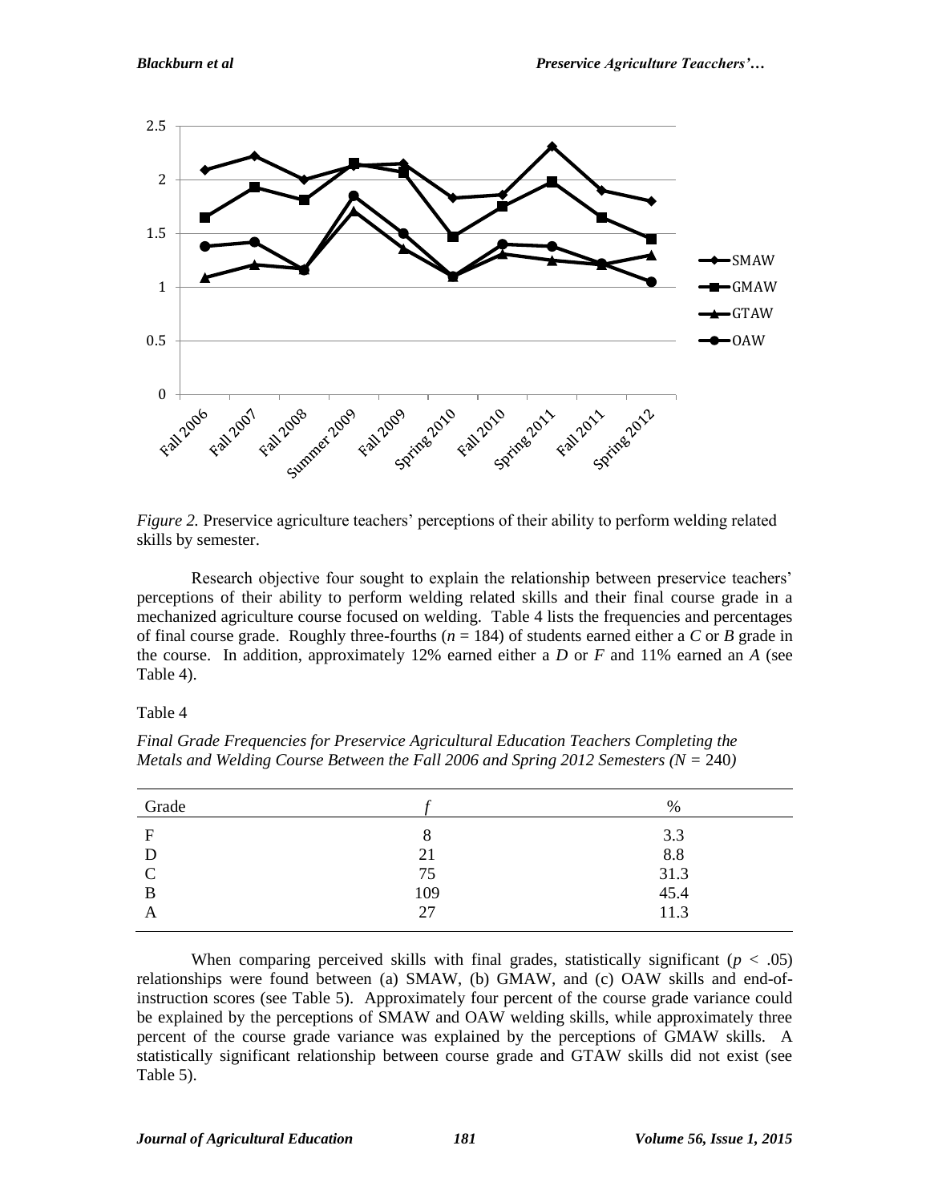2.5
2
1.5
1
0.5
0

Fall 2006, Fall 2007, Fall 2008, Summer 2009, Fall 2009, Spring 2010, Fall 2010, Spring 2011, Fall 2011, Spring 2012

SMAW
GMAW
GTAW
OAW

*Figure 2.* Preservice agriculture teachers' perceptions of their ability to perform welding related skills by semester.

Research objective four sought to explain the relationship between preservice teachers' perceptions of their ability to perform welding related skills and their final course grade in a mechanized agriculture course focused on welding. Table 4 lists the frequencies and percentages of final course grade. Roughly three-fourths ($n$ = 184) of students earned either a *C* or *B* grade in the course. In addition, approximately 12% earned either a *D* or *F* and 11% earned an *A* (see Table 4).

Table 4

*Final Grade Frequencies for Preservice Agricultural Education Teachers Completing the Metals and Welding Course Between the Fall 2006 and Spring 2012 Semesters ($N$ = 240)*

| Grade | *f* | % |
|---|---|---|
| F | 8 | 3.3 |
| D | 21 | 8.8 |
| C | 75 | 31.3 |
| B | 109 | 45.4 |
| A | 27 | 11.3 |

When comparing perceived skills with final grades, statistically significant ($p < .05$) relationships were found between (a) SMAW, (b) GMAW, and (c) OAW skills and end-of-instruction scores (see Table 5). Approximately four percent of the course grade variance could be explained by the perceptions of SMAW and OAW welding skills, while approximately three percent of the course grade variance was explained by the perceptions of GMAW skills. A statistically significant relationship between course grade and GTAW skills did not exist (see Table 5).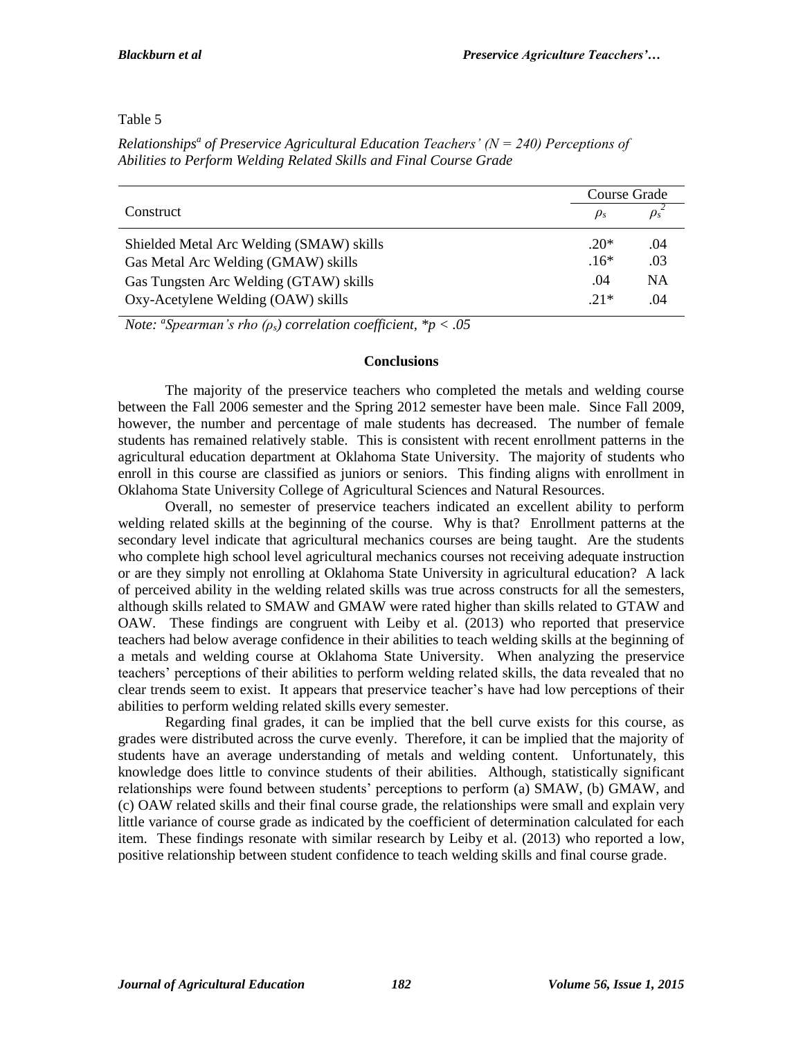Table 5

*Relationships[a] of Preservice Agricultural Education Teachers' (N = 240) Perceptions of Abilities to Perform Welding Related Skills and Final Course Grade*

| Construct | Course Grade | |
|---|---|---|
| | $\rho_s$ | $\rho_s^2$ |
| Shielded Metal Arc Welding (SMAW) skills | .20* | .04 |
| Gas Metal Arc Welding (GMAW) skills | .16* | .03 |
| Gas Tungsten Arc Welding (GTAW) skills | .04 | NA |
| Oxy-Acetylene Welding (OAW) skills | .21* | .04 |

*Note: [a]Spearman's rho ($\rho_s$) correlation coefficient, *p < .05*

## Conclusions

The majority of the preservice teachers who completed the metals and welding course between the Fall 2006 semester and the Spring 2012 semester have been male. Since Fall 2009, however, the number and percentage of male students has decreased. The number of female students has remained relatively stable. This is consistent with recent enrollment patterns in the agricultural education department at Oklahoma State University. The majority of students who enroll in this course are classified as juniors or seniors. This finding aligns with enrollment in Oklahoma State University College of Agricultural Sciences and Natural Resources.

Overall, no semester of preservice teachers indicated an excellent ability to perform welding related skills at the beginning of the course. Why is that? Enrollment patterns at the secondary level indicate that agricultural mechanics courses are being taught. Are the students who complete high school level agricultural mechanics courses not receiving adequate instruction or are they simply not enrolling at Oklahoma State University in agricultural education? A lack of perceived ability in the welding related skills was true across constructs for all the semesters, although skills related to SMAW and GMAW were rated higher than skills related to GTAW and OAW. These findings are congruent with Leiby et al. (2013) who reported that preservice teachers had below average confidence in their abilities to teach welding skills at the beginning of a metals and welding course at Oklahoma State University. When analyzing the preservice teachers' perceptions of their abilities to perform welding related skills, the data revealed that no clear trends seem to exist. It appears that preservice teacher's have had low perceptions of their abilities to perform welding related skills every semester.

Regarding final grades, it can be implied that the bell curve exists for this course, as grades were distributed across the curve evenly. Therefore, it can be implied that the majority of students have an average understanding of metals and welding content. Unfortunately, this knowledge does little to convince students of their abilities. Although, statistically significant relationships were found between students' perceptions to perform (a) SMAW, (b) GMAW, and (c) OAW related skills and their final course grade, the relationships were small and explain very little variance of course grade as indicated by the coefficient of determination calculated for each item. These findings resonate with similar research by Leiby et al. (2013) who reported a low, positive relationship between student confidence to teach welding skills and final course grade.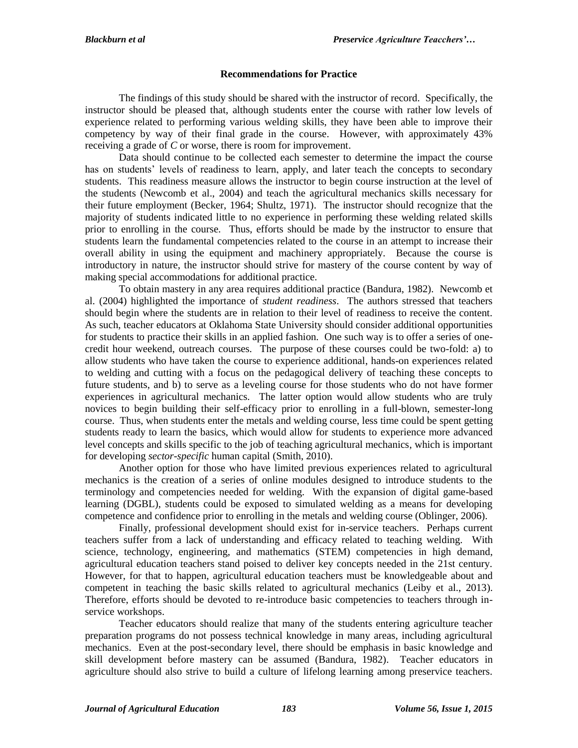## Recommendations for Practice

The findings of this study should be shared with the instructor of record. Specifically, the instructor should be pleased that, although students enter the course with rather low levels of experience related to performing various welding skills, they have been able to improve their competency by way of their final grade in the course. However, with approximately 43% receiving a grade of *C* or worse, there is room for improvement.

Data should continue to be collected each semester to determine the impact the course has on students' levels of readiness to learn, apply, and later teach the concepts to secondary students. This readiness measure allows the instructor to begin course instruction at the level of the students (Newcomb et al., 2004) and teach the agricultural mechanics skills necessary for their future employment (Becker, 1964; Shultz, 1971). The instructor should recognize that the majority of students indicated little to no experience in performing these welding related skills prior to enrolling in the course. Thus, efforts should be made by the instructor to ensure that students learn the fundamental competencies related to the course in an attempt to increase their overall ability in using the equipment and machinery appropriately. Because the course is introductory in nature, the instructor should strive for mastery of the course content by way of making special accommodations for additional practice.

To obtain mastery in any area requires additional practice (Bandura, 1982). Newcomb et al. (2004) highlighted the importance of *student readiness*. The authors stressed that teachers should begin where the students are in relation to their level of readiness to receive the content. As such, teacher educators at Oklahoma State University should consider additional opportunities for students to practice their skills in an applied fashion. One such way is to offer a series of one-credit hour weekend, outreach courses. The purpose of these courses could be two-fold: a) to allow students who have taken the course to experience additional, hands-on experiences related to welding and cutting with a focus on the pedagogical delivery of teaching these concepts to future students, and b) to serve as a leveling course for those students who do not have former experiences in agricultural mechanics. The latter option would allow students who are truly novices to begin building their self-efficacy prior to enrolling in a full-blown, semester-long course. Thus, when students enter the metals and welding course, less time could be spent getting students ready to learn the basics, which would allow for students to experience more advanced level concepts and skills specific to the job of teaching agricultural mechanics, which is important for developing *sector-specific* human capital (Smith, 2010).

Another option for those who have limited previous experiences related to agricultural mechanics is the creation of a series of online modules designed to introduce students to the terminology and competencies needed for welding. With the expansion of digital game-based learning (DGBL), students could be exposed to simulated welding as a means for developing competence and confidence prior to enrolling in the metals and welding course (Oblinger, 2006).

Finally, professional development should exist for in-service teachers. Perhaps current teachers suffer from a lack of understanding and efficacy related to teaching welding. With science, technology, engineering, and mathematics (STEM) competencies in high demand, agricultural education teachers stand poised to deliver key concepts needed in the 21st century. However, for that to happen, agricultural education teachers must be knowledgeable about and competent in teaching the basic skills related to agricultural mechanics (Leiby et al., 2013). Therefore, efforts should be devoted to re-introduce basic competencies to teachers through in-service workshops.

Teacher educators should realize that many of the students entering agriculture teacher preparation programs do not possess technical knowledge in many areas, including agricultural mechanics. Even at the post-secondary level, there should be emphasis in basic knowledge and skill development before mastery can be assumed (Bandura, 1982). Teacher educators in agriculture should also strive to build a culture of lifelong learning among preservice teachers.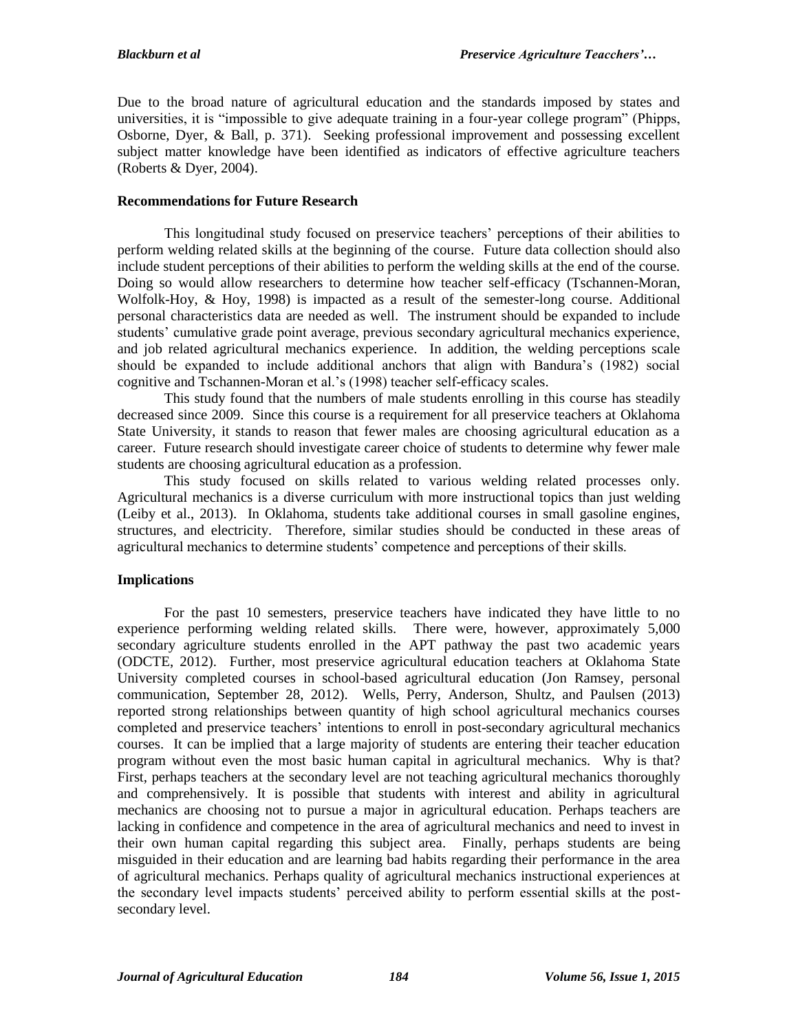Due to the broad nature of agricultural education and the standards imposed by states and universities, it is "impossible to give adequate training in a four-year college program" (Phipps, Osborne, Dyer, & Ball, p. 371). Seeking professional improvement and possessing excellent subject matter knowledge have been identified as indicators of effective agriculture teachers (Roberts & Dyer, 2004).

### Recommendations for Future Research

This longitudinal study focused on preservice teachers' perceptions of their abilities to perform welding related skills at the beginning of the course. Future data collection should also include student perceptions of their abilities to perform the welding skills at the end of the course. Doing so would allow researchers to determine how teacher self-efficacy (Tschannen-Moran, Wolfolk-Hoy, & Hoy, 1998) is impacted as a result of the semester-long course. Additional personal characteristics data are needed as well. The instrument should be expanded to include students' cumulative grade point average, previous secondary agricultural mechanics experience, and job related agricultural mechanics experience. In addition, the welding perceptions scale should be expanded to include additional anchors that align with Bandura's (1982) social cognitive and Tschannen-Moran et al.'s (1998) teacher self-efficacy scales.

This study found that the numbers of male students enrolling in this course has steadily decreased since 2009. Since this course is a requirement for all preservice teachers at Oklahoma State University, it stands to reason that fewer males are choosing agricultural education as a career. Future research should investigate career choice of students to determine why fewer male students are choosing agricultural education as a profession.

This study focused on skills related to various welding related processes only. Agricultural mechanics is a diverse curriculum with more instructional topics than just welding (Leiby et al., 2013). In Oklahoma, students take additional courses in small gasoline engines, structures, and electricity. Therefore, similar studies should be conducted in these areas of agricultural mechanics to determine students' competence and perceptions of their skills.

### Implications

For the past 10 semesters, preservice teachers have indicated they have little to no experience performing welding related skills. There were, however, approximately 5,000 secondary agriculture students enrolled in the APT pathway the past two academic years (ODCTE, 2012). Further, most preservice agricultural education teachers at Oklahoma State University completed courses in school-based agricultural education (Jon Ramsey, personal communication, September 28, 2012). Wells, Perry, Anderson, Shultz, and Paulsen (2013) reported strong relationships between quantity of high school agricultural mechanics courses completed and preservice teachers' intentions to enroll in post-secondary agricultural mechanics courses. It can be implied that a large majority of students are entering their teacher education program without even the most basic human capital in agricultural mechanics. Why is that? First, perhaps teachers at the secondary level are not teaching agricultural mechanics thoroughly and comprehensively. It is possible that students with interest and ability in agricultural mechanics are choosing not to pursue a major in agricultural education. Perhaps teachers are lacking in confidence and competence in the area of agricultural mechanics and need to invest in their own human capital regarding this subject area. Finally, perhaps students are being misguided in their education and are learning bad habits regarding their performance in the area of agricultural mechanics. Perhaps quality of agricultural mechanics instructional experiences at the secondary level impacts students' perceived ability to perform essential skills at the post-secondary level.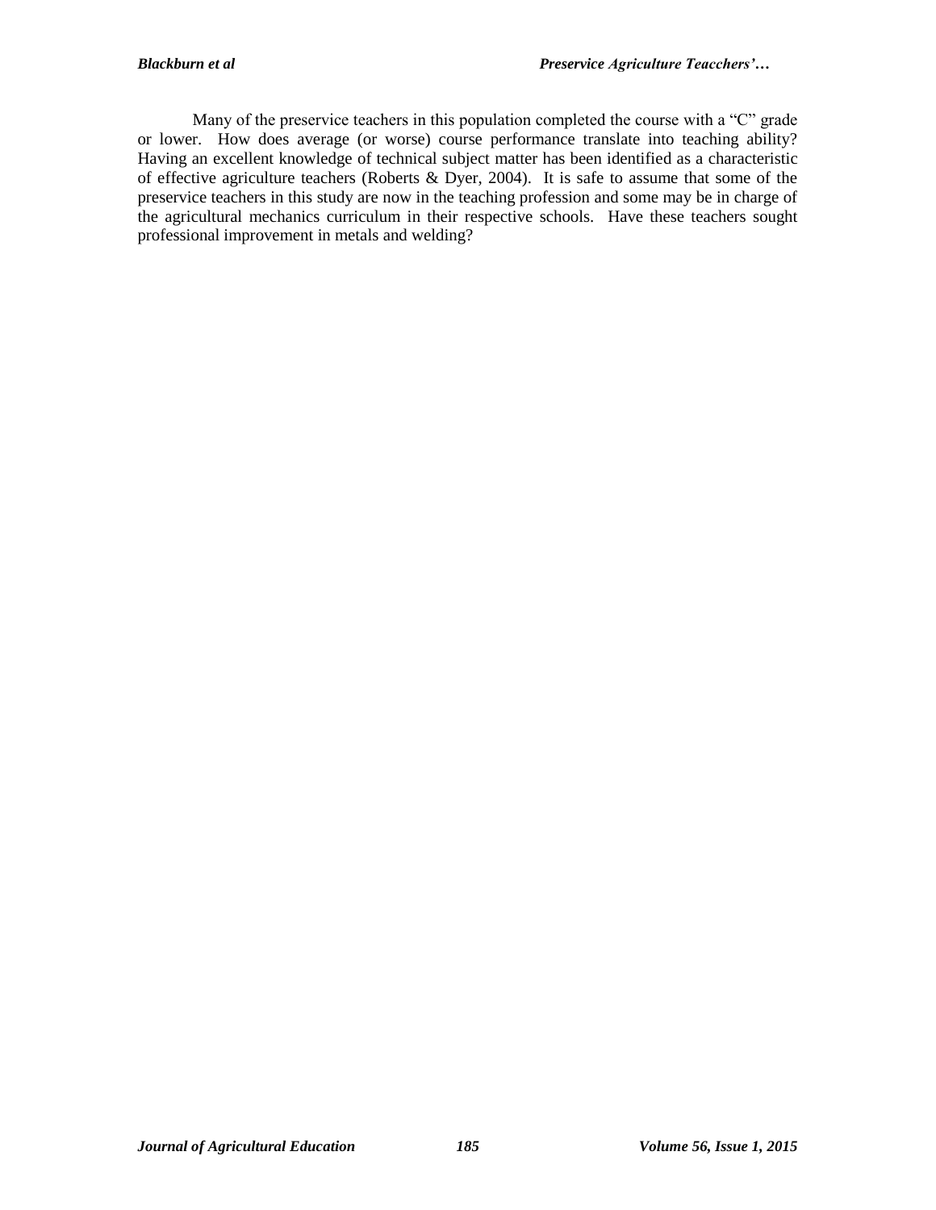Many of the preservice teachers in this population completed the course with a "C" grade or lower. How does average (or worse) course performance translate into teaching ability? Having an excellent knowledge of technical subject matter has been identified as a characteristic of effective agriculture teachers (Roberts & Dyer, 2004). It is safe to assume that some of the preservice teachers in this study are now in the teaching profession and some may be in charge of the agricultural mechanics curriculum in their respective schools. Have these teachers sought professional improvement in metals and welding?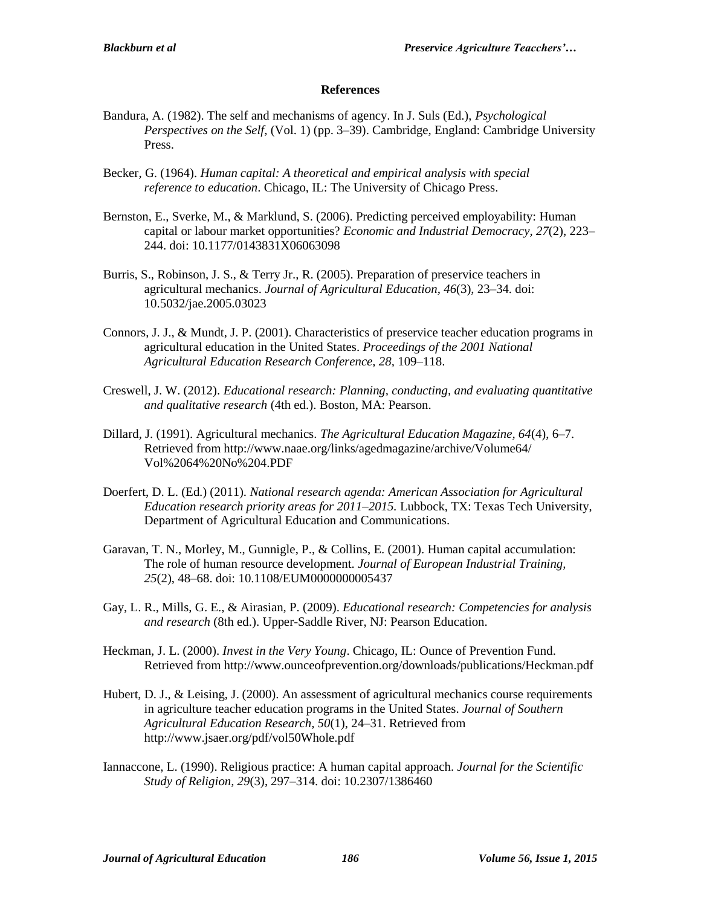## References

Bandura, A. (1982). The self and mechanisms of agency. In J. Suls (Ed.), *Psychological Perspectives on the Self*, (Vol. 1) (pp. 3–39). Cambridge, England: Cambridge University Press.

Becker, G. (1964). *Human capital: A theoretical and empirical analysis with special reference to education*. Chicago, IL: The University of Chicago Press.

Bernston, E., Sverke, M., & Marklund, S. (2006). Predicting perceived employability: Human capital or labour market opportunities? *Economic and Industrial Democracy*, *27*(2), 223–244. doi: 10.1177/0143831X06063098

Burris, S., Robinson, J. S., & Terry Jr., R. (2005). Preparation of preservice teachers in agricultural mechanics. *Journal of Agricultural Education, 46*(3), 23–34. doi: 10.5032/jae.2005.03023

Connors, J. J., & Mundt, J. P. (2001). Characteristics of preservice teacher education programs in agricultural education in the United States. *Proceedings of the 2001 National Agricultural Education Research Conference, 28*, 109–118.

Creswell, J. W. (2012). *Educational research: Planning, conducting, and evaluating quantitative and qualitative research* (4th ed.). Boston, MA: Pearson.

Dillard, J. (1991). Agricultural mechanics. *The Agricultural Education Magazine, 64*(4), 6–7. Retrieved from http://www.naae.org/links/agedmagazine/archive/Volume64/Vol%2064%20No%204.PDF

Doerfert, D. L. (Ed.) (2011). *National research agenda: American Association for Agricultural Education research priority areas for 2011–2015*. Lubbock, TX: Texas Tech University, Department of Agricultural Education and Communications.

Garavan, T. N., Morley, M., Gunnigle, P., & Collins, E. (2001). Human capital accumulation: The role of human resource development. *Journal of European Industrial Training, 25*(2), 48–68. doi: 10.1108/EUM0000000005437

Gay, L. R., Mills, G. E., & Airasian, P. (2009). *Educational research: Competencies for analysis and research* (8th ed.). Upper-Saddle River, NJ: Pearson Education.

Heckman, J. L. (2000). *Invest in the Very Young*. Chicago, IL: Ounce of Prevention Fund. Retrieved from http://www.ounceofprevention.org/downloads/publications/Heckman.pdf

Hubert, D. J., & Leising, J. (2000). An assessment of agricultural mechanics course requirements in agriculture teacher education programs in the United States. *Journal of Southern Agricultural Education Research, 50*(1), 24–31. Retrieved from http://www.jsaer.org/pdf/vol50Whole.pdf

Iannaccone, L. (1990). Religious practice: A human capital approach. *Journal for the Scientific Study of Religion, 29*(3), 297–314. doi: 10.2307/1386460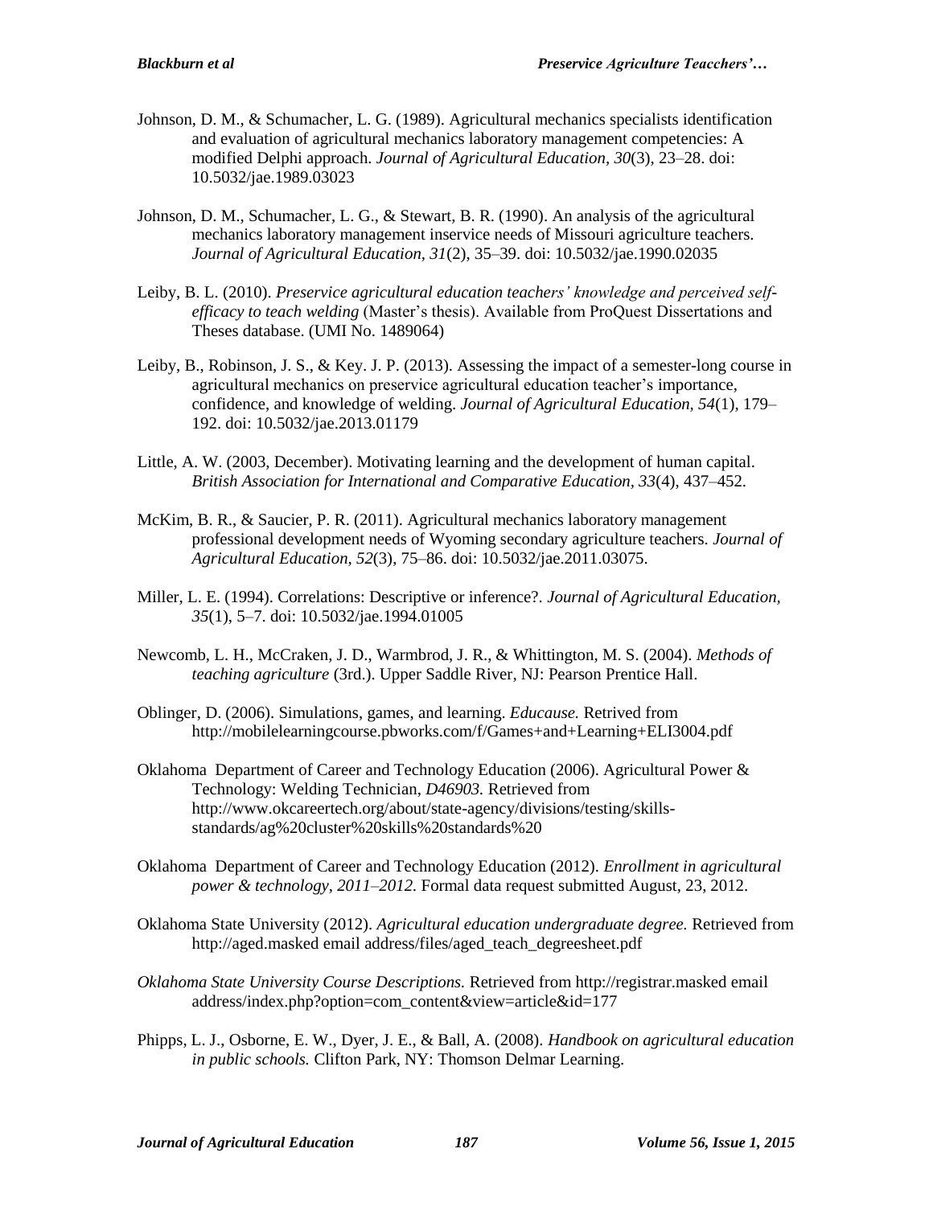Johnson, D. M., & Schumacher, L. G. (1989). Agricultural mechanics specialists identification and evaluation of agricultural mechanics laboratory management competencies: A modified Delphi approach. *Journal of Agricultural Education, 30*(3), 23–28. doi: 10.5032/jae.1989.03023

Johnson, D. M., Schumacher, L. G., & Stewart, B. R. (1990). An analysis of the agricultural mechanics laboratory management inservice needs of Missouri agriculture teachers. *Journal of Agricultural Education, 31*(2), 35–39. doi: 10.5032/jae.1990.02035

Leiby, B. L. (2010). *Preservice agricultural education teachers' knowledge and perceived self-efficacy to teach welding* (Master's thesis). Available from ProQuest Dissertations and Theses database. (UMI No. 1489064)

Leiby, B., Robinson, J. S., & Key. J. P. (2013). Assessing the impact of a semester-long course in agricultural mechanics on preservice agricultural education teacher's importance, confidence, and knowledge of welding. *Journal of Agricultural Education, 54*(1), 179–192. doi: 10.5032/jae.2013.01179

Little, A. W. (2003, December). Motivating learning and the development of human capital. *British Association for International and Comparative Education, 33*(4), 437–452.

McKim, B. R., & Saucier, P. R. (2011). Agricultural mechanics laboratory management professional development needs of Wyoming secondary agriculture teachers. *Journal of Agricultural Education, 52*(3), 75–86. doi: 10.5032/jae.2011.03075.

Miller, L. E. (1994). Correlations: Descriptive or inference?. *Journal of Agricultural Education, 35*(1), 5–7. doi: 10.5032/jae.1994.01005

Newcomb, L. H., McCraken, J. D., Warmbrod, J. R., & Whittington, M. S. (2004). *Methods of teaching agriculture* (3rd.). Upper Saddle River, NJ: Pearson Prentice Hall.

Oblinger, D. (2006). Simulations, games, and learning. *Educause.* Retrived from http://mobilelearningcourse.pbworks.com/f/Games+and+Learning+ELI3004.pdf

Oklahoma Department of Career and Technology Education (2006). Agricultural Power & Technology: Welding Technician, *D46903.* Retrieved from http://www.okcareertech.org/about/state-agency/divisions/testing/skills-standards/ag%20cluster%20skills%20standards%20

Oklahoma Department of Career and Technology Education (2012). *Enrollment in agricultural power & technology, 2011–2012.* Formal data request submitted August, 23, 2012.

Oklahoma State University (2012). *Agricultural education undergraduate degree.* Retrieved from http://aged.masked email address/files/aged_teach_degreesheet.pdf

*Oklahoma State University Course Descriptions.* Retrieved from http://registrar.masked email address/index.php?option=com_content&view=article&id=177

Phipps, L. J., Osborne, E. W., Dyer, J. E., & Ball, A. (2008). *Handbook on agricultural education in public schools.* Clifton Park, NY: Thomson Delmar Learning.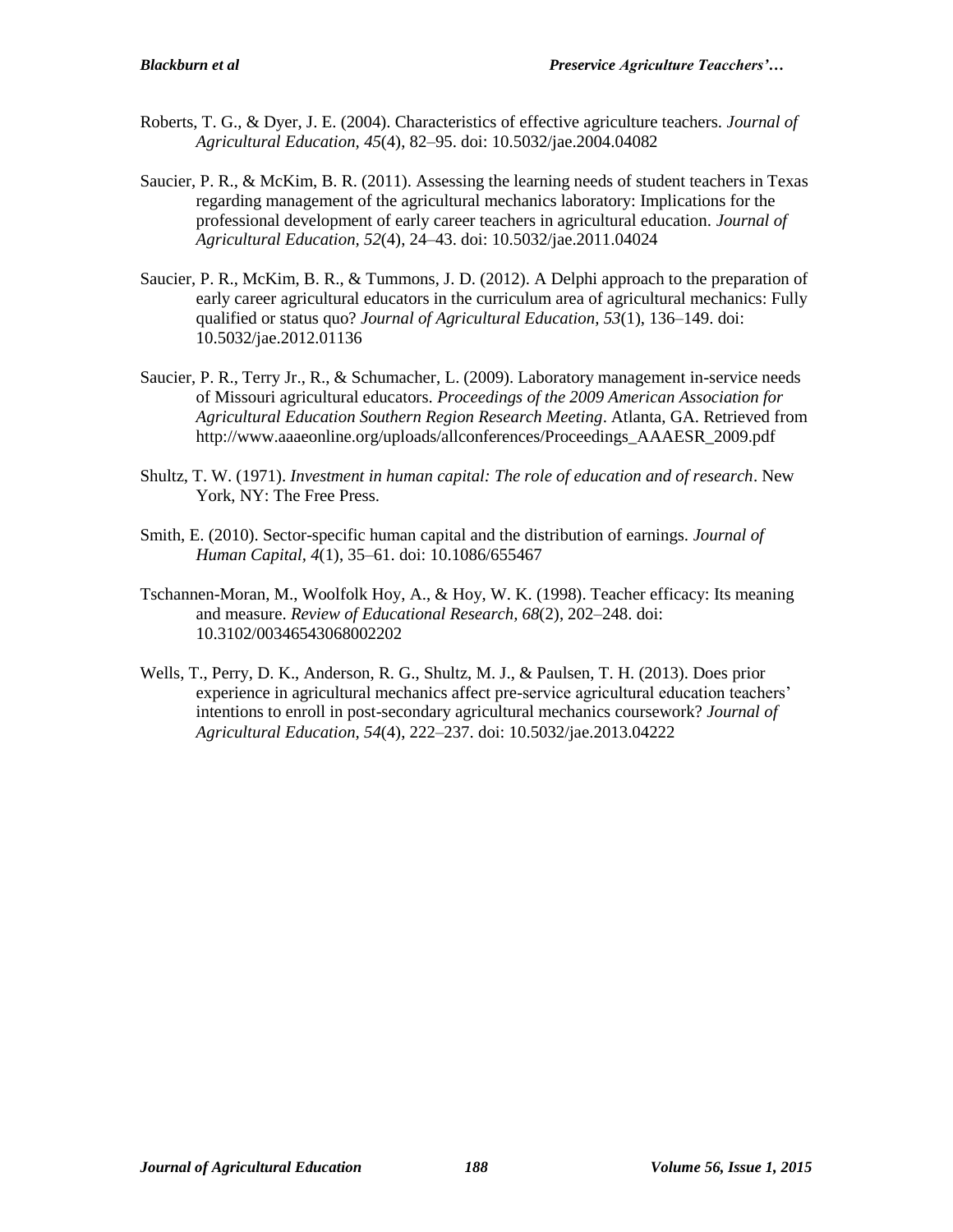Roberts, T. G., & Dyer, J. E. (2004). Characteristics of effective agriculture teachers. *Journal of Agricultural Education, 45*(4), 82–95. doi: 10.5032/jae.2004.04082

Saucier, P. R., & McKim, B. R. (2011). Assessing the learning needs of student teachers in Texas regarding management of the agricultural mechanics laboratory: Implications for the professional development of early career teachers in agricultural education. *Journal of Agricultural Education, 52*(4), 24–43. doi: 10.5032/jae.2011.04024

Saucier, P. R., McKim, B. R., & Tummons, J. D. (2012). A Delphi approach to the preparation of early career agricultural educators in the curriculum area of agricultural mechanics: Fully qualified or status quo? *Journal of Agricultural Education, 53*(1), 136–149. doi: 10.5032/jae.2012.01136

Saucier, P. R., Terry Jr., R., & Schumacher, L. (2009). Laboratory management in-service needs of Missouri agricultural educators. *Proceedings of the 2009 American Association for Agricultural Education Southern Region Research Meeting*. Atlanta, GA. Retrieved from http://www.aaaeonline.org/uploads/allconferences/Proceedings_AAAESR_2009.pdf

Shultz, T. W. (1971). *Investment in human capital: The role of education and of research*. New York, NY: The Free Press.

Smith, E. (2010). Sector-specific human capital and the distribution of earnings. *Journal of Human Capital, 4*(1), 35–61. doi: 10.1086/655467

Tschannen-Moran, M., Woolfolk Hoy, A., & Hoy, W. K. (1998). Teacher efficacy: Its meaning and measure. *Review of Educational Research, 68*(2), 202–248. doi: 10.3102/00346543068002202

Wells, T., Perry, D. K., Anderson, R. G., Shultz, M. J., & Paulsen, T. H. (2013). Does prior experience in agricultural mechanics affect pre-service agricultural education teachers' intentions to enroll in post-secondary agricultural mechanics coursework? *Journal of Agricultural Education, 54*(4), 222–237. doi: 10.5032/jae.2013.04222